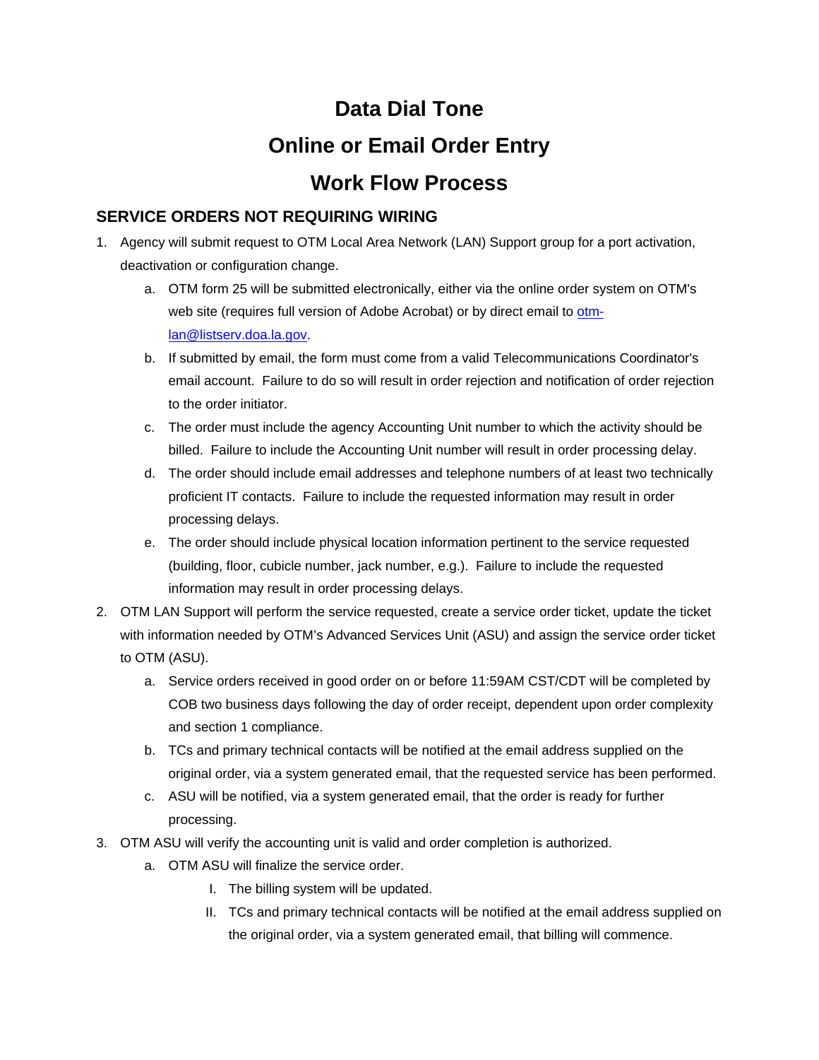# Data Dial Tone

# Online or Email Order Entry

# Work Flow Process

## SERVICE ORDERS NOT REQUIRING WIRING

1. Agency will submit request to OTM Local Area Network (LAN) Support group for a port activation, deactivation or configuration change.
   a. OTM form 25 will be submitted electronically, either via the online order system on OTM's web site (requires full version of Adobe Acrobat) or by direct email to otm-lan@listserv.doa.la.gov.
   b. If submitted by email, the form must come from a valid Telecommunications Coordinator's email account. Failure to do so will result in order rejection and notification of order rejection to the order initiator.
   c. The order must include the agency Accounting Unit number to which the activity should be billed. Failure to include the Accounting Unit number will result in order processing delay.
   d. The order should include email addresses and telephone numbers of at least two technically proficient IT contacts. Failure to include the requested information may result in order processing delays.
   e. The order should include physical location information pertinent to the service requested (building, floor, cubicle number, jack number, e.g.). Failure to include the requested information may result in order processing delays.
2. OTM LAN Support will perform the service requested, create a service order ticket, update the ticket with information needed by OTM's Advanced Services Unit (ASU) and assign the service order ticket to OTM (ASU).
   a. Service orders received in good order on or before 11:59AM CST/CDT will be completed by COB two business days following the day of order receipt, dependent upon order complexity and section 1 compliance.
   b. TCs and primary technical contacts will be notified at the email address supplied on the original order, via a system generated email, that the requested service has been performed.
   c. ASU will be notified, via a system generated email, that the order is ready for further processing.
3. OTM ASU will verify the accounting unit is valid and order completion is authorized.
   a. OTM ASU will finalize the service order.
      I. The billing system will be updated.
      II. TCs and primary technical contacts will be notified at the email address supplied on the original order, via a system generated email, that billing will commence.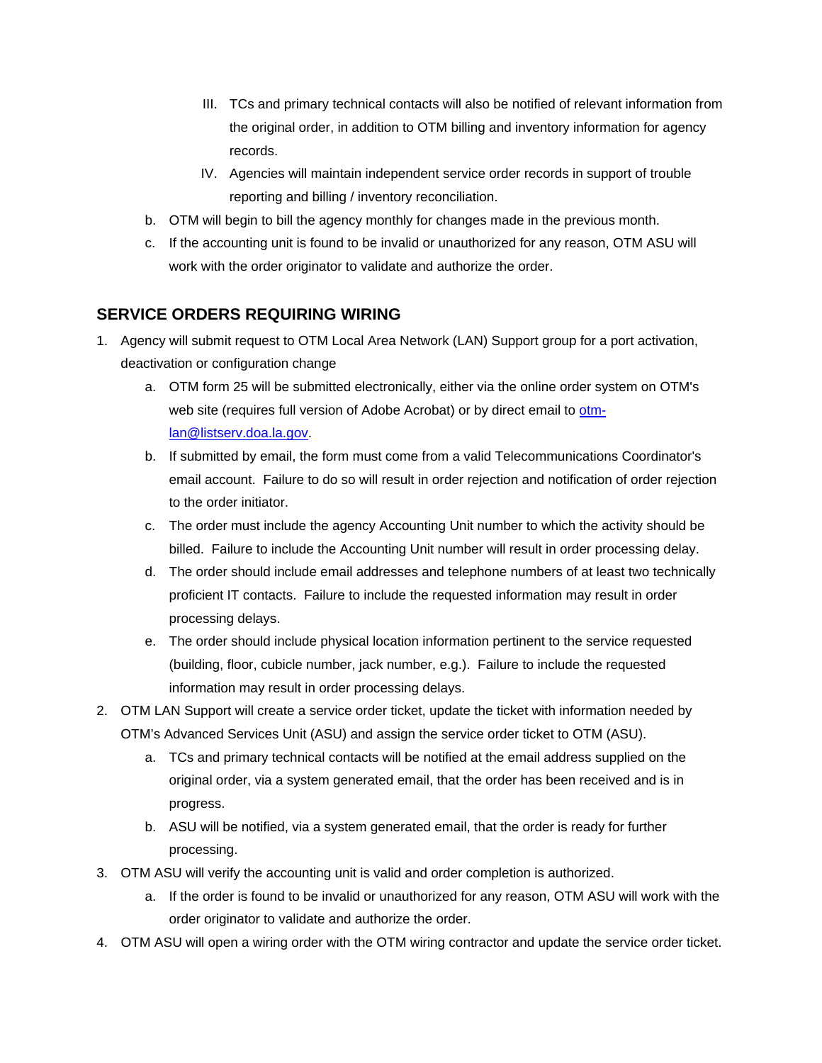III. TCs and primary technical contacts will also be notified of relevant information from the original order, in addition to OTM billing and inventory information for agency records.

    IV. Agencies will maintain independent service order records in support of trouble reporting and billing / inventory reconciliation.

b. OTM will begin to bill the agency monthly for changes made in the previous month.

c. If the accounting unit is found to be invalid or unauthorized for any reason, OTM ASU will work with the order originator to validate and authorize the order.

## SERVICE ORDERS REQUIRING WIRING

1. Agency will submit request to OTM Local Area Network (LAN) Support group for a port activation, deactivation or configuration change
    a. OTM form 25 will be submitted electronically, either via the online order system on OTM's web site (requires full version of Adobe Acrobat) or by direct email to [otm-lan@listserv.doa.la.gov](mailto:otm-lan@listserv.doa.la.gov).
    b. If submitted by email, the form must come from a valid Telecommunications Coordinator's email account. Failure to do so will result in order rejection and notification of order rejection to the order initiator.
    c. The order must include the agency Accounting Unit number to which the activity should be billed. Failure to include the Accounting Unit number will result in order processing delay.
    d. The order should include email addresses and telephone numbers of at least two technically proficient IT contacts. Failure to include the requested information may result in order processing delays.
    e. The order should include physical location information pertinent to the service requested (building, floor, cubicle number, jack number, e.g.). Failure to include the requested information may result in order processing delays.
2. OTM LAN Support will create a service order ticket, update the ticket with information needed by OTM's Advanced Services Unit (ASU) and assign the service order ticket to OTM (ASU).
    a. TCs and primary technical contacts will be notified at the email address supplied on the original order, via a system generated email, that the order has been received and is in progress.
    b. ASU will be notified, via a system generated email, that the order is ready for further processing.
3. OTM ASU will verify the accounting unit is valid and order completion is authorized.
    a. If the order is found to be invalid or unauthorized for any reason, OTM ASU will work with the order originator to validate and authorize the order.
4. OTM ASU will open a wiring order with the OTM wiring contractor and update the service order ticket.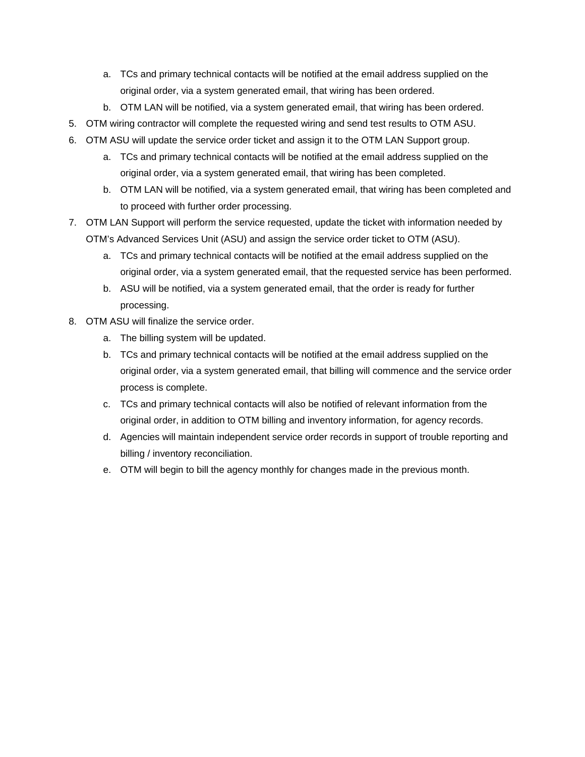a. TCs and primary technical contacts will be notified at the email address supplied on the original order, via a system generated email, that wiring has been ordered.
   b. OTM LAN will be notified, via a system generated email, that wiring has been ordered.

5. OTM wiring contractor will complete the requested wiring and send test results to OTM ASU.
6. OTM ASU will update the service order ticket and assign it to the OTM LAN Support group.
   a. TCs and primary technical contacts will be notified at the email address supplied on the original order, via a system generated email, that wiring has been completed.
   b. OTM LAN will be notified, via a system generated email, that wiring has been completed and to proceed with further order processing.
7. OTM LAN Support will perform the service requested, update the ticket with information needed by OTM's Advanced Services Unit (ASU) and assign the service order ticket to OTM (ASU).
   a. TCs and primary technical contacts will be notified at the email address supplied on the original order, via a system generated email, that the requested service has been performed.
   b. ASU will be notified, via a system generated email, that the order is ready for further processing.
8. OTM ASU will finalize the service order.
   a. The billing system will be updated.
   b. TCs and primary technical contacts will be notified at the email address supplied on the original order, via a system generated email, that billing will commence and the service order process is complete.
   c. TCs and primary technical contacts will also be notified of relevant information from the original order, in addition to OTM billing and inventory information, for agency records.
   d. Agencies will maintain independent service order records in support of trouble reporting and billing / inventory reconciliation.
   e. OTM will begin to bill the agency monthly for changes made in the previous month.